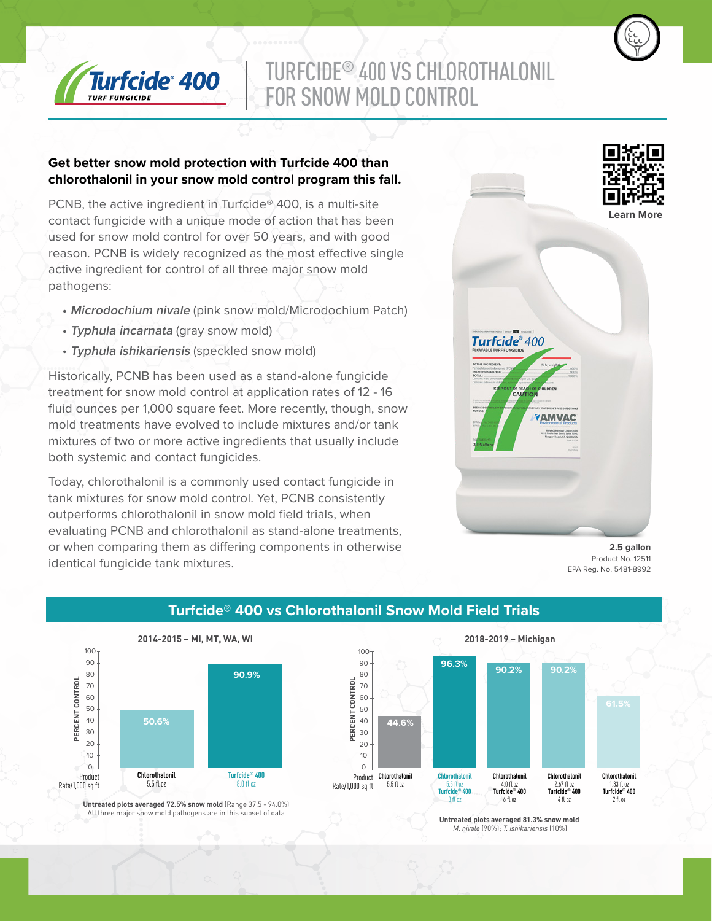# TURFCIDE® 400 VS CHLOROTHALONIL FOR SNOW MOLD CONTROL

**Get better snow mold protection with Turfcide 400 than chlorothalonil in your snow mold control program this fall.**

PCNB, the active ingredient in Turfcide® 400, is a multi-site contact fungicide with a unique mode of action that has been used for snow mold control for over 50 years, and with good reason. PCNB is widely recognized as the most effective single active ingredient for control of all three major snow mold pathogens:

- ***Microdochium nivale*** (pink snow mold/Microdochium Patch)
- ***Typhula incarnata*** (gray snow mold)
- ***Typhula ishikariensis*** (speckled snow mold)

Historically, PCNB has been used as a stand-alone fungicide treatment for snow mold control at application rates of 12 - 16 fluid ounces per 1,000 square feet. More recently, though, snow mold treatments have evolved to include mixtures and/or tank mixtures of two or more active ingredients that usually include both systemic and contact fungicides.

Today, chlorothalonil is a commonly used contact fungicide in tank mixtures for snow mold control. Yet, PCNB consistently outperforms chlorothalonil in snow mold field trials, when evaluating PCNB and chlorothalonil as stand-alone treatments, or when comparing them as differing components in otherwise identical fungicide tank mixtures.

Learn More

**2.5 gallon**
Product No. 12511
EPA Reg. No. 5481-8992

## Turfcide® 400 vs Chlorothalonil Snow Mold Field Trials

### 2014-2015 – MI, MT, WA, WI

| Product Rate/1,000 sq ft | Percent Control |
|---|---|
| Chlorothalonil 5.5 fl oz | 50.6% |
| Turfcide® 400 8.0 fl oz | 90.9% |

**Untreated plots averaged 72.5% snow mold** (Range 37.5 - 94.0%)
All three major snow mold pathogens are in this subset of data

### 2018-2019 – Michigan

| Product Rate/1,000 sq ft | Percent Control |
|---|---|
| Chlorothalonil 5.5 fl oz | 44.6% |
| Chlorothalonil 5.5 fl oz + Turfcide® 400 8 fl oz | 96.3% |
| Chlorothalonil 4.0 fl oz + Turfcide® 400 6 fl oz | 90.2% |
| Chlorothalonil 2.67 fl oz + Turfcide® 400 4 fl oz | 90.2% |
| Chlorothalonil 1.33 fl oz + Turfcide® 400 2 fl oz | 61.5% |

**Untreated plots averaged 81.3% snow mold**
*M. nivale* (90%); *T. ishikariensis* (10%)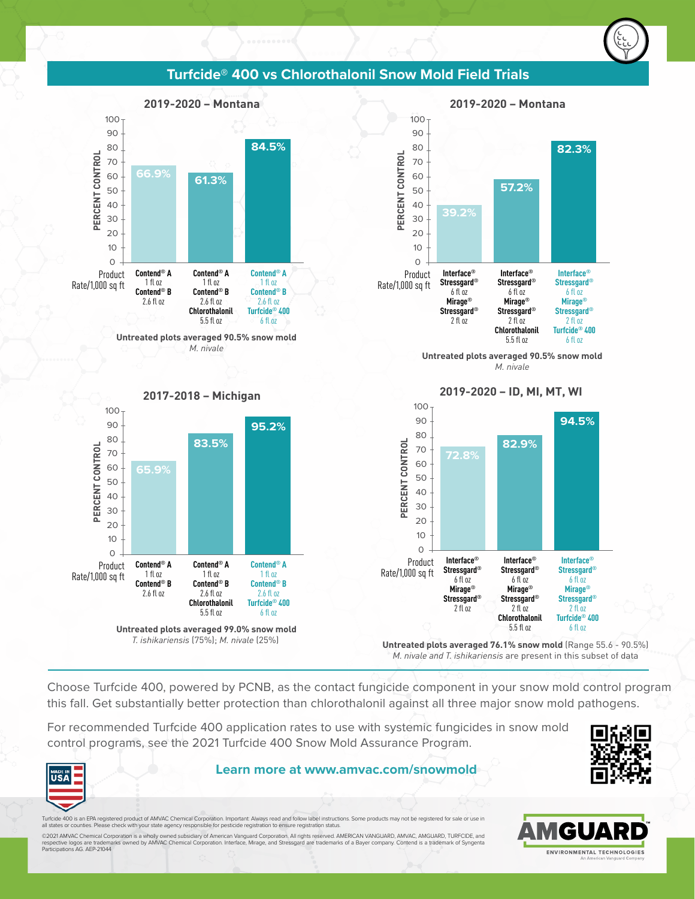# Turfcide® 400 vs Chlorothalonil Snow Mold Field Trials

## 2019-2020 – Montana

PERCENT CONTROL

100, 90, 80, 70, 60, 50, 40, 30, 20, 10, 0

66.9%
61.3%
84.5%

Product Rate/1,000 sq ft

Contend® A 1 fl oz, Contend® B 2.6 fl oz

Contend® A 1 fl oz, Contend® B 2.6 fl oz, Chlorothalonil 5.5 fl oz

Contend® A 1 fl oz, Contend® B 2.6 fl oz, Turfcide® 400 6 fl oz

**Untreated plots averaged 90.5% snow mold**
*M. nivale*

## 2019-2020 – Montana

PERCENT CONTROL

100, 90, 80, 70, 60, 50, 40, 30, 20, 10, 0

39.2%
57.2%
82.3%

Product Rate/1,000 sq ft

Interface® Stressgard® 6 fl oz, Mirage® Stressgard® 2 fl oz

Interface® Stressgard® 6 fl oz, Mirage® Stressgard® 2 fl oz, Chlorothalonil 5.5 fl oz

Interface® Stressgard® 6 fl oz, Mirage® Stressgard® 2 fl oz, Turfcide® 400 6 fl oz

**Untreated plots averaged 90.5% snow mold**
*M. nivale*

## 2017-2018 – Michigan

PERCENT CONTROL

100, 90, 80, 70, 60, 50, 40, 30, 20, 10, 0

65.9%
83.5%
95.2%

Product Rate/1,000 sq ft

Contend® A 1 fl oz, Contend® B 2.6 fl oz

Contend® A 1 fl oz, Contend® B 2.6 fl oz, Chlorothalonil 5.5 fl oz

Contend® A 1 fl oz, Contend® B 2.6 fl oz, Turfcide® 400 6 fl oz

**Untreated plots averaged 99.0% snow mold**
*T. ishikariensis* (75%); *M. nivale* (25%)

## 2019-2020 – ID, MI, MT, WI

PERCENT CONTROL

100, 90, 80, 70, 60, 50, 40, 30, 20, 10, 0

72.8%
82.9%
94.5%

Product Rate/1,000 sq ft

Interface® Stressgard® 6 fl oz, Mirage® Stressgard® 2 fl oz

Interface® Stressgard® 6 fl oz, Mirage® Stressgard® 2 fl oz, Chlorothalonil 5.5 fl oz

Interface® Stressgard® 6 fl oz, Mirage® Stressgard® 2 fl oz, Turfcide® 400 6 fl oz

**Untreated plots averaged 76.1% snow mold** (Range 55.6 - 90.5%)
*M. nivale and T. ishikariensis* are present in this subset of data

---

Choose Turfcide 400, powered by PCNB, as the contact fungicide component in your snow mold control program this fall. Get substantially better protection than chlorothalonil against all three major snow mold pathogens.

For recommended Turfcide 400 application rates to use with systemic fungicides in snow mold control programs, see the 2021 Turfcide 400 Snow Mold Assurance Program.

MADE IN USA

**Learn more at www.amvac.com/snowmold**

Turfcide 400 is an EPA registered product of AMVAC Chemical Corporation. Important: Always read and follow label instructions. Some products may not be registered for sale or use in all states or counties. Please check with your state agency responsible for pesticide registration to ensure registration status.

©2021 AMVAC Chemical Corporation is a wholly owned subsidiary of American Vanguard Corporation. All rights reserved. AMERICAN VANGUARD, AMVAC, AMGUARD, TURFCIDE, and respective logos are trademarks owned by AMVAC Chemical Corporation. Interface, Mirage, and Stressgard are trademarks of a Bayer company. Contend is a trademark of Syngenta Participations AG. AEP-21044

AMGUARD™ ENVIRONMENTAL TECHNOLOGIES
An American Vanguard Company